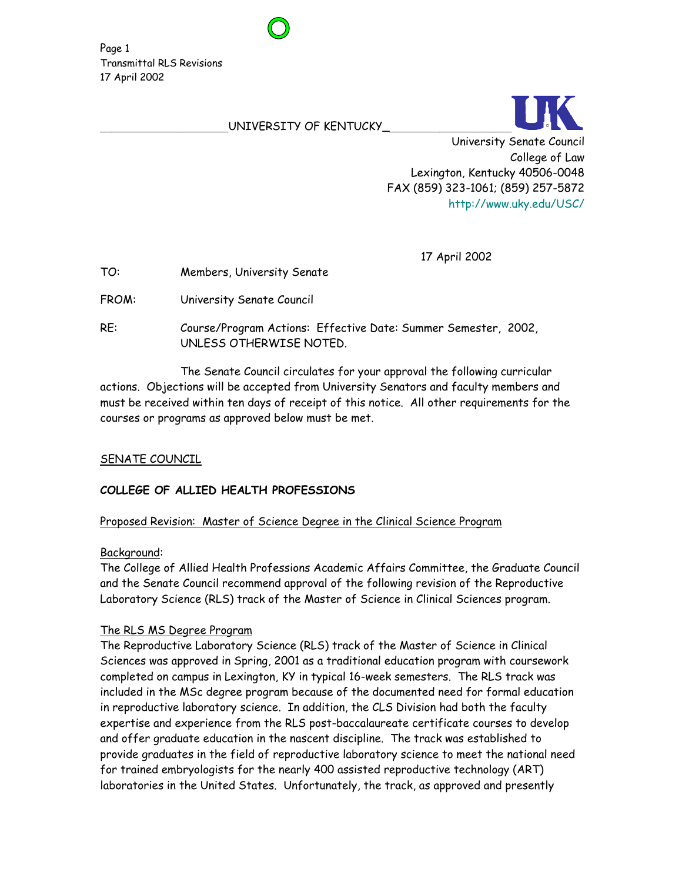Page 1
Transmittal RLS Revisions
17 April 2002

UNIVERSITY OF KENTUCKY

University Senate Council
College of Law
Lexington, Kentucky 40506-0048
FAX (859) 323-1061; (859) 257-5872
http://www.uky.edu/USC/

17 April 2002

TO: Members, University Senate

FROM: University Senate Council

RE: Course/Program Actions: Effective Date: Summer Semester, 2002, UNLESS OTHERWISE NOTED.

The Senate Council circulates for your approval the following curricular actions. Objections will be accepted from University Senators and faculty members and must be received within ten days of receipt of this notice. All other requirements for the courses or programs as approved below must be met.

SENATE COUNCIL

**COLLEGE OF ALLIED HEALTH PROFESSIONS**

Proposed Revision: Master of Science Degree in the Clinical Science Program

Background:
The College of Allied Health Professions Academic Affairs Committee, the Graduate Council and the Senate Council recommend approval of the following revision of the Reproductive Laboratory Science (RLS) track of the Master of Science in Clinical Sciences program.

The RLS MS Degree Program
The Reproductive Laboratory Science (RLS) track of the Master of Science in Clinical Sciences was approved in Spring, 2001 as a traditional education program with coursework completed on campus in Lexington, KY in typical 16-week semesters. The RLS track was included in the MSc degree program because of the documented need for formal education in reproductive laboratory science. In addition, the CLS Division had both the faculty expertise and experience from the RLS post-baccalaureate certificate courses to develop and offer graduate education in the nascent discipline. The track was established to provide graduates in the field of reproductive laboratory science to meet the national need for trained embryologists for the nearly 400 assisted reproductive technology (ART) laboratories in the United States. Unfortunately, the track, as approved and presently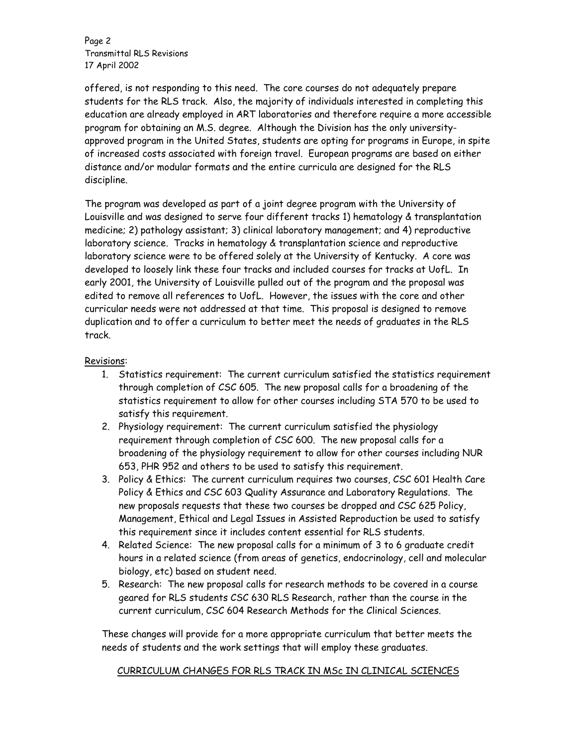offered, is not responding to this need. The core courses do not adequately prepare students for the RLS track. Also, the majority of individuals interested in completing this education are already employed in ART laboratories and therefore require a more accessible program for obtaining an M.S. degree. Although the Division has the only university-approved program in the United States, students are opting for programs in Europe, in spite of increased costs associated with foreign travel. European programs are based on either distance and/or modular formats and the entire curricula are designed for the RLS discipline.

The program was developed as part of a joint degree program with the University of Louisville and was designed to serve four different tracks 1) hematology & transplantation medicine; 2) pathology assistant; 3) clinical laboratory management; and 4) reproductive laboratory science. Tracks in hematology & transplantation science and reproductive laboratory science were to be offered solely at the University of Kentucky. A core was developed to loosely link these four tracks and included courses for tracks at UofL. In early 2001, the University of Louisville pulled out of the program and the proposal was edited to remove all references to UofL. However, the issues with the core and other curricular needs were not addressed at that time. This proposal is designed to remove duplication and to offer a curriculum to better meet the needs of graduates in the RLS track.

<u>Revisions</u>:

1. Statistics requirement: The current curriculum satisfied the statistics requirement through completion of CSC 605. The new proposal calls for a broadening of the statistics requirement to allow for other courses including STA 570 to be used to satisfy this requirement.
2. Physiology requirement: The current curriculum satisfied the physiology requirement through completion of CSC 600. The new proposal calls for a broadening of the physiology requirement to allow for other courses including NUR 653, PHR 952 and others to be used to satisfy this requirement.
3. Policy & Ethics: The current curriculum requires two courses, CSC 601 Health Care Policy & Ethics and CSC 603 Quality Assurance and Laboratory Regulations. The new proposals requests that these two courses be dropped and CSC 625 Policy, Management, Ethical and Legal Issues in Assisted Reproduction be used to satisfy this requirement since it includes content essential for RLS students.
4. Related Science: The new proposal calls for a minimum of 3 to 6 graduate credit hours in a related science (from areas of genetics, endocrinology, cell and molecular biology, etc) based on student need.
5. Research: The new proposal calls for research methods to be covered in a course geared for RLS students CSC 630 RLS Research, rather than the course in the current curriculum, CSC 604 Research Methods for the Clinical Sciences.

These changes will provide for a more appropriate curriculum that better meets the needs of students and the work settings that will employ these graduates.

<u>CURRICULUM CHANGES FOR RLS TRACK IN MSc IN CLINICAL SCIENCES</u>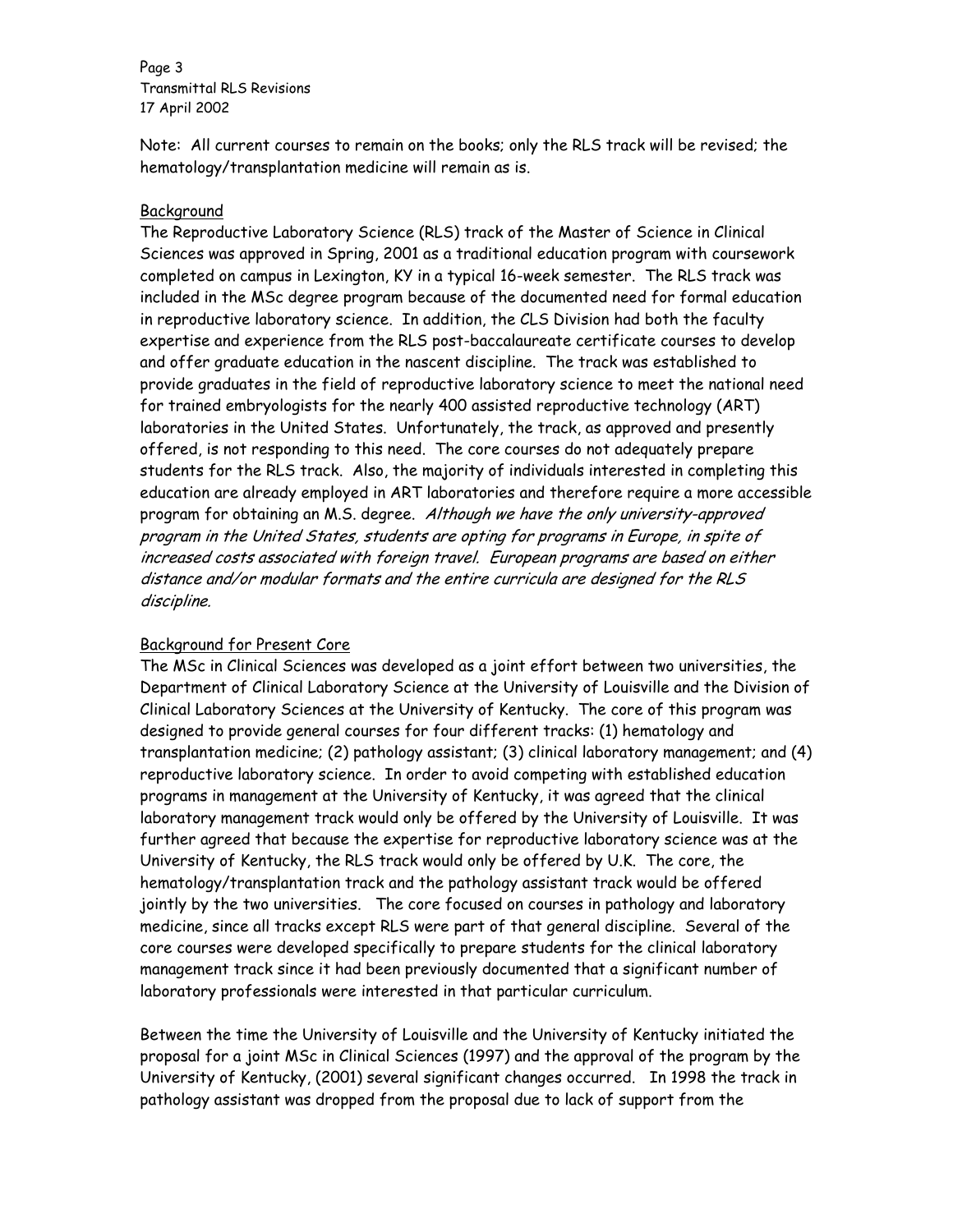Note: All current courses to remain on the books; only the RLS track will be revised; the hematology/transplantation medicine will remain as is.

## Background

The Reproductive Laboratory Science (RLS) track of the Master of Science in Clinical Sciences was approved in Spring, 2001 as a traditional education program with coursework completed on campus in Lexington, KY in a typical 16-week semester. The RLS track was included in the MSc degree program because of the documented need for formal education in reproductive laboratory science. In addition, the CLS Division had both the faculty expertise and experience from the RLS post-baccalaureate certificate courses to develop and offer graduate education in the nascent discipline. The track was established to provide graduates in the field of reproductive laboratory science to meet the national need for trained embryologists for the nearly 400 assisted reproductive technology (ART) laboratories in the United States. Unfortunately, the track, as approved and presently offered, is not responding to this need. The core courses do not adequately prepare students for the RLS track. Also, the majority of individuals interested in completing this education are already employed in ART laboratories and therefore require a more accessible program for obtaining an M.S. degree. *Although we have the only university-approved program in the United States, students are opting for programs in Europe, in spite of increased costs associated with foreign travel. European programs are based on either distance and/or modular formats and the entire curricula are designed for the RLS discipline.*

## Background for Present Core

The MSc in Clinical Sciences was developed as a joint effort between two universities, the Department of Clinical Laboratory Science at the University of Louisville and the Division of Clinical Laboratory Sciences at the University of Kentucky. The core of this program was designed to provide general courses for four different tracks: (1) hematology and transplantation medicine; (2) pathology assistant; (3) clinical laboratory management; and (4) reproductive laboratory science. In order to avoid competing with established education programs in management at the University of Kentucky, it was agreed that the clinical laboratory management track would only be offered by the University of Louisville. It was further agreed that because the expertise for reproductive laboratory science was at the University of Kentucky, the RLS track would only be offered by U.K. The core, the hematology/transplantation track and the pathology assistant track would be offered jointly by the two universities. The core focused on courses in pathology and laboratory medicine, since all tracks except RLS were part of that general discipline. Several of the core courses were developed specifically to prepare students for the clinical laboratory management track since it had been previously documented that a significant number of laboratory professionals were interested in that particular curriculum.

Between the time the University of Louisville and the University of Kentucky initiated the proposal for a joint MSc in Clinical Sciences (1997) and the approval of the program by the University of Kentucky, (2001) several significant changes occurred. In 1998 the track in pathology assistant was dropped from the proposal due to lack of support from the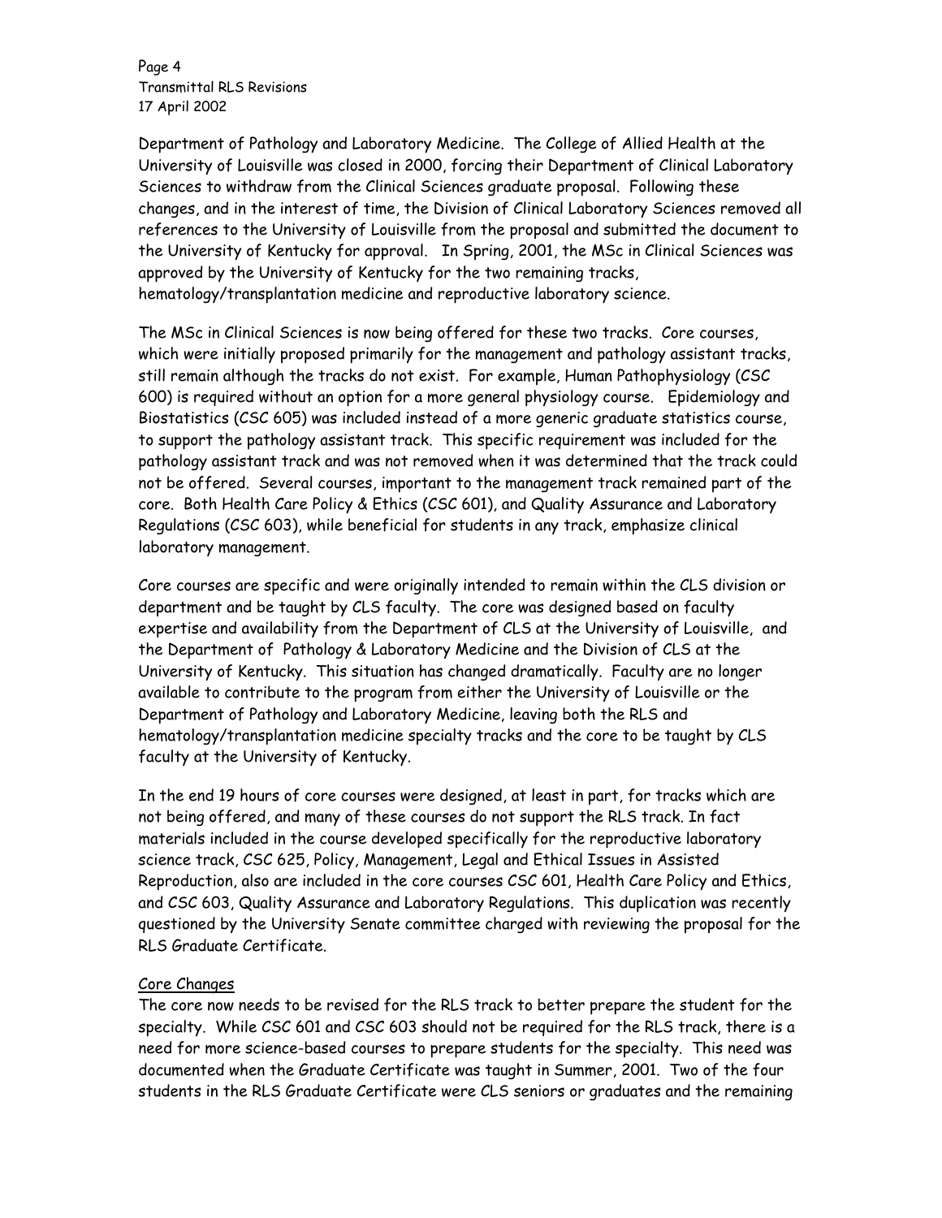Department of Pathology and Laboratory Medicine. The College of Allied Health at the University of Louisville was closed in 2000, forcing their Department of Clinical Laboratory Sciences to withdraw from the Clinical Sciences graduate proposal. Following these changes, and in the interest of time, the Division of Clinical Laboratory Sciences removed all references to the University of Louisville from the proposal and submitted the document to the University of Kentucky for approval. In Spring, 2001, the MSc in Clinical Sciences was approved by the University of Kentucky for the two remaining tracks, hematology/transplantation medicine and reproductive laboratory science.

The MSc in Clinical Sciences is now being offered for these two tracks. Core courses, which were initially proposed primarily for the management and pathology assistant tracks, still remain although the tracks do not exist. For example, Human Pathophysiology (CSC 600) is required without an option for a more general physiology course. Epidemiology and Biostatistics (CSC 605) was included instead of a more generic graduate statistics course, to support the pathology assistant track. This specific requirement was included for the pathology assistant track and was not removed when it was determined that the track could not be offered. Several courses, important to the management track remained part of the core. Both Health Care Policy & Ethics (CSC 601), and Quality Assurance and Laboratory Regulations (CSC 603), while beneficial for students in any track, emphasize clinical laboratory management.

Core courses are specific and were originally intended to remain within the CLS division or department and be taught by CLS faculty. The core was designed based on faculty expertise and availability from the Department of CLS at the University of Louisville, and the Department of Pathology & Laboratory Medicine and the Division of CLS at the University of Kentucky. This situation has changed dramatically. Faculty are no longer available to contribute to the program from either the University of Louisville or the Department of Pathology and Laboratory Medicine, leaving both the RLS and hematology/transplantation medicine specialty tracks and the core to be taught by CLS faculty at the University of Kentucky.

In the end 19 hours of core courses were designed, at least in part, for tracks which are not being offered, and many of these courses do not support the RLS track. In fact materials included in the course developed specifically for the reproductive laboratory science track, CSC 625, Policy, Management, Legal and Ethical Issues in Assisted Reproduction, also are included in the core courses CSC 601, Health Care Policy and Ethics, and CSC 603, Quality Assurance and Laboratory Regulations. This duplication was recently questioned by the University Senate committee charged with reviewing the proposal for the RLS Graduate Certificate.

Core Changes

The core now needs to be revised for the RLS track to better prepare the student for the specialty. While CSC 601 and CSC 603 should not be required for the RLS track, there is a need for more science-based courses to prepare students for the specialty. This need was documented when the Graduate Certificate was taught in Summer, 2001. Two of the four students in the RLS Graduate Certificate were CLS seniors or graduates and the remaining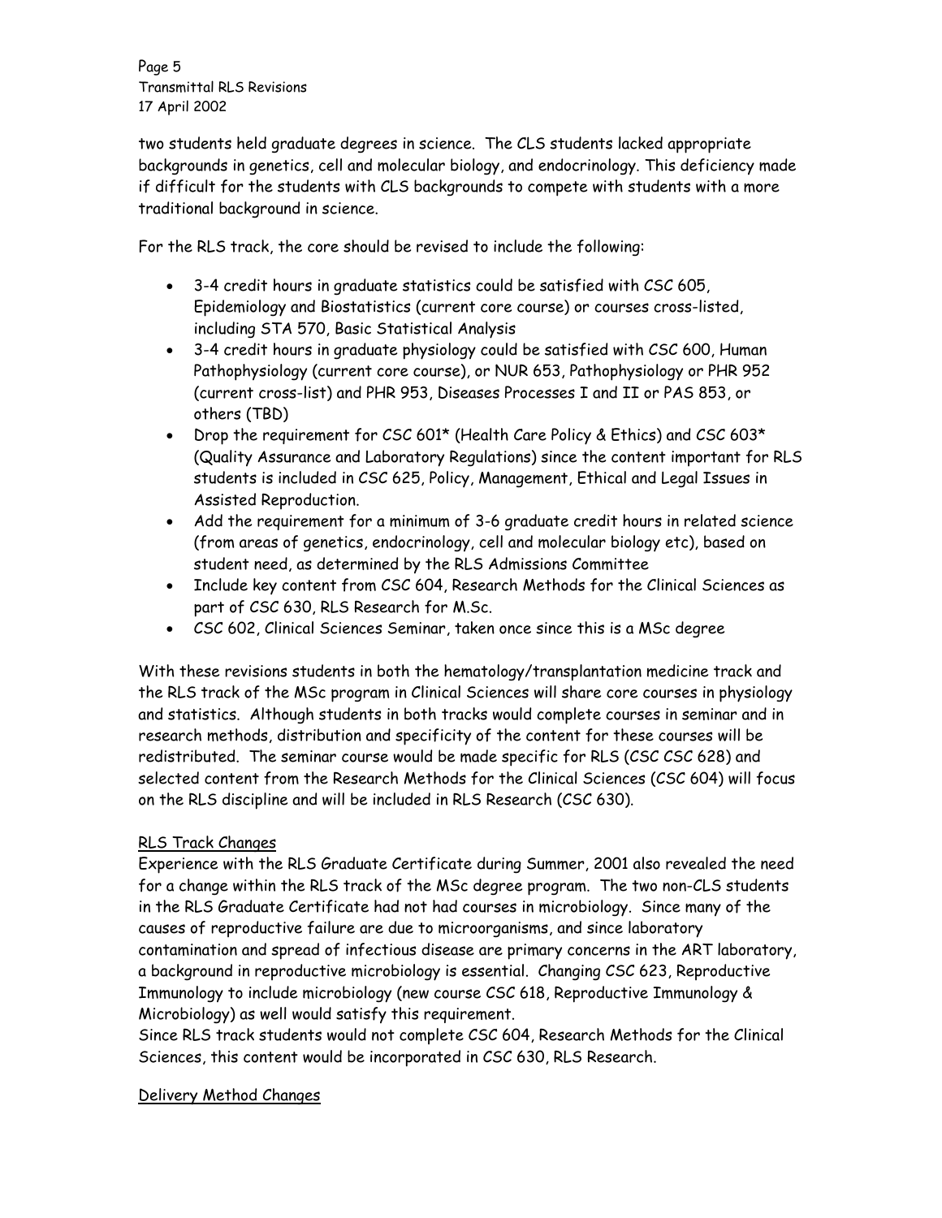two students held graduate degrees in science. The CLS students lacked appropriate backgrounds in genetics, cell and molecular biology, and endocrinology. This deficiency made if difficult for the students with CLS backgrounds to compete with students with a more traditional background in science.

For the RLS track, the core should be revised to include the following:

- 3-4 credit hours in graduate statistics could be satisfied with CSC 605, Epidemiology and Biostatistics (current core course) or courses cross-listed, including STA 570, Basic Statistical Analysis
- 3-4 credit hours in graduate physiology could be satisfied with CSC 600, Human Pathophysiology (current core course), or NUR 653, Pathophysiology or PHR 952 (current cross-list) and PHR 953, Diseases Processes I and II or PAS 853, or others (TBD)
- Drop the requirement for CSC 601* (Health Care Policy & Ethics) and CSC 603* (Quality Assurance and Laboratory Regulations) since the content important for RLS students is included in CSC 625, Policy, Management, Ethical and Legal Issues in Assisted Reproduction.
- Add the requirement for a minimum of 3-6 graduate credit hours in related science (from areas of genetics, endocrinology, cell and molecular biology etc), based on student need, as determined by the RLS Admissions Committee
- Include key content from CSC 604, Research Methods for the Clinical Sciences as part of CSC 630, RLS Research for M.Sc.
- CSC 602, Clinical Sciences Seminar, taken once since this is a MSc degree

With these revisions students in both the hematology/transplantation medicine track and the RLS track of the MSc program in Clinical Sciences will share core courses in physiology and statistics. Although students in both tracks would complete courses in seminar and in research methods, distribution and specificity of the content for these courses will be redistributed. The seminar course would be made specific for RLS (CSC CSC 628) and selected content from the Research Methods for the Clinical Sciences (CSC 604) will focus on the RLS discipline and will be included in RLS Research (CSC 630).

<u>RLS Track Changes</u>

Experience with the RLS Graduate Certificate during Summer, 2001 also revealed the need for a change within the RLS track of the MSc degree program. The two non-CLS students in the RLS Graduate Certificate had not had courses in microbiology. Since many of the causes of reproductive failure are due to microorganisms, and since laboratory contamination and spread of infectious disease are primary concerns in the ART laboratory, a background in reproductive microbiology is essential. Changing CSC 623, Reproductive Immunology to include microbiology (new course CSC 618, Reproductive Immunology & Microbiology) as well would satisfy this requirement.

Since RLS track students would not complete CSC 604, Research Methods for the Clinical Sciences, this content would be incorporated in CSC 630, RLS Research.

<u>Delivery Method Changes</u>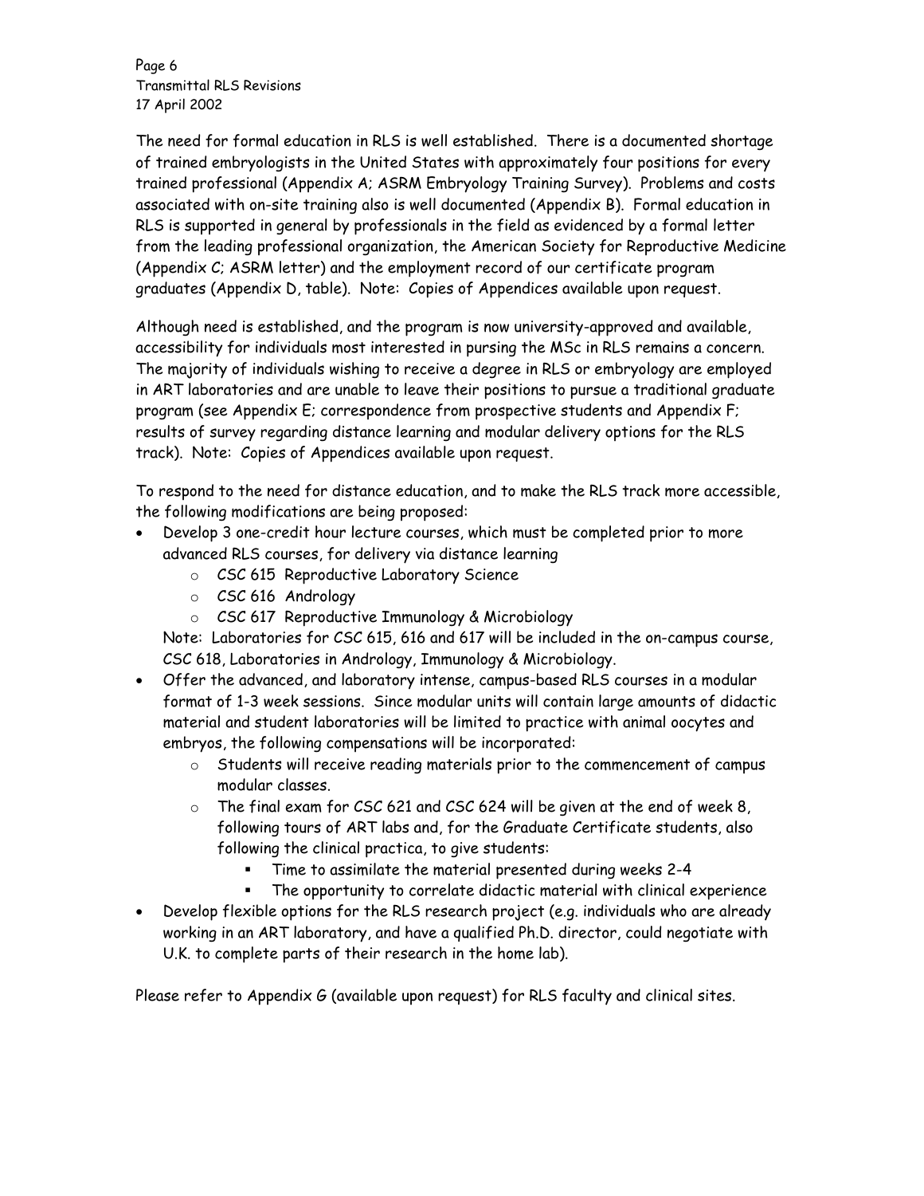The need for formal education in RLS is well established. There is a documented shortage of trained embryologists in the United States with approximately four positions for every trained professional (Appendix A; ASRM Embryology Training Survey). Problems and costs associated with on-site training also is well documented (Appendix B). Formal education in RLS is supported in general by professionals in the field as evidenced by a formal letter from the leading professional organization, the American Society for Reproductive Medicine (Appendix C; ASRM letter) and the employment record of our certificate program graduates (Appendix D, table). Note: Copies of Appendices available upon request.

Although need is established, and the program is now university-approved and available, accessibility for individuals most interested in pursing the MSc in RLS remains a concern. The majority of individuals wishing to receive a degree in RLS or embryology are employed in ART laboratories and are unable to leave their positions to pursue a traditional graduate program (see Appendix E; correspondence from prospective students and Appendix F; results of survey regarding distance learning and modular delivery options for the RLS track). Note: Copies of Appendices available upon request.

To respond to the need for distance education, and to make the RLS track more accessible, the following modifications are being proposed:

- Develop 3 one-credit hour lecture courses, which must be completed prior to more advanced RLS courses, for delivery via distance learning
  - CSC 615 Reproductive Laboratory Science
  - CSC 616 Andrology
  - CSC 617 Reproductive Immunology & Microbiology

  Note: Laboratories for CSC 615, 616 and 617 will be included in the on-campus course, CSC 618, Laboratories in Andrology, Immunology & Microbiology.
- Offer the advanced, and laboratory intense, campus-based RLS courses in a modular format of 1-3 week sessions. Since modular units will contain large amounts of didactic material and student laboratories will be limited to practice with animal oocytes and embryos, the following compensations will be incorporated:
  - Students will receive reading materials prior to the commencement of campus modular classes.
  - The final exam for CSC 621 and CSC 624 will be given at the end of week 8, following tours of ART labs and, for the Graduate Certificate students, also following the clinical practica, to give students:
    - Time to assimilate the material presented during weeks 2-4
    - The opportunity to correlate didactic material with clinical experience
- Develop flexible options for the RLS research project (e.g. individuals who are already working in an ART laboratory, and have a qualified Ph.D. director, could negotiate with U.K. to complete parts of their research in the home lab).

Please refer to Appendix G (available upon request) for RLS faculty and clinical sites.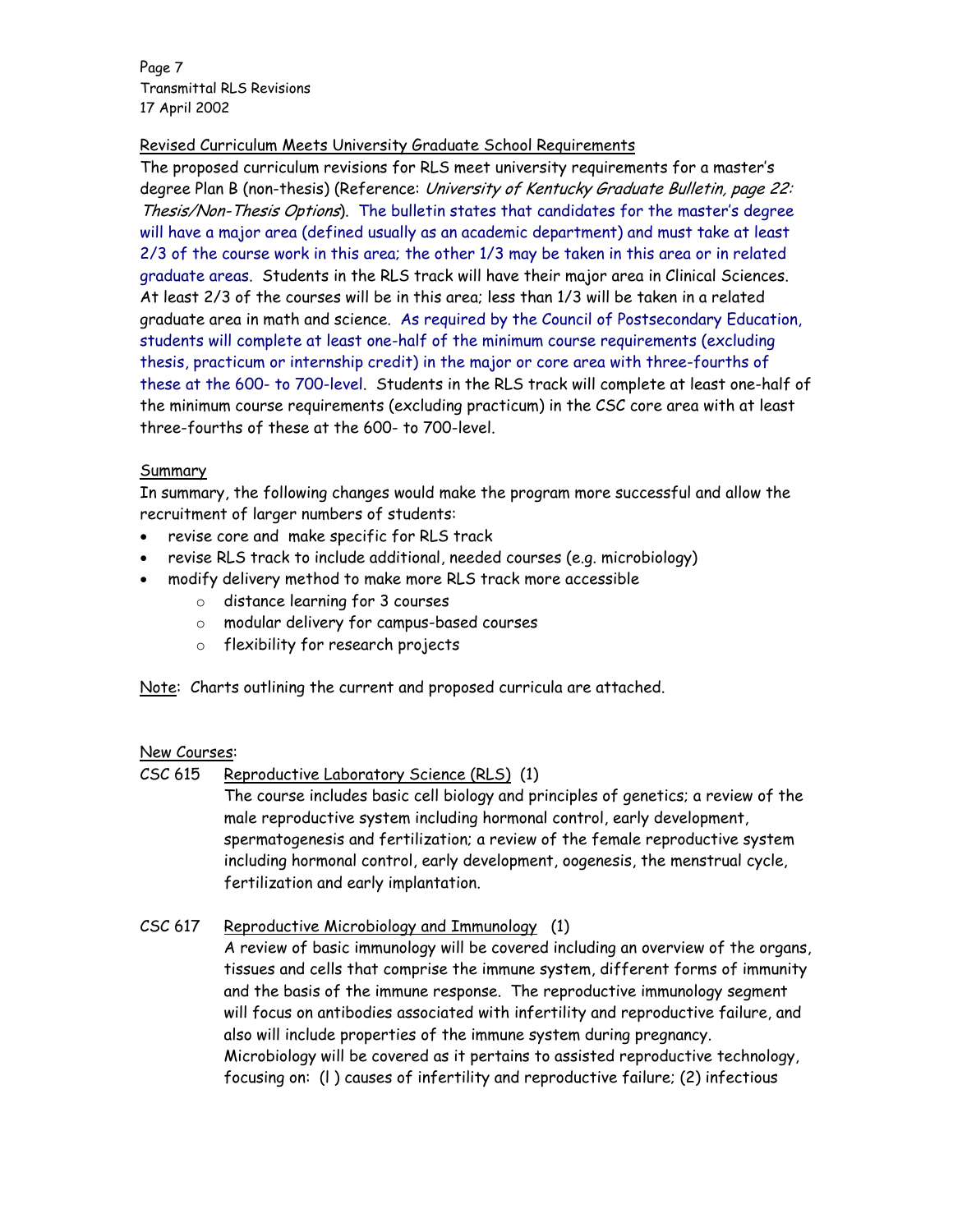Revised Curriculum Meets University Graduate School Requirements

The proposed curriculum revisions for RLS meet university requirements for a master's degree Plan B (non-thesis) (Reference: *University of Kentucky Graduate Bulletin, page 22: Thesis/Non-Thesis Options*). The bulletin states that candidates for the master's degree will have a major area (defined usually as an academic department) and must take at least 2/3 of the course work in this area; the other 1/3 may be taken in this area or in related graduate areas. Students in the RLS track will have their major area in Clinical Sciences. At least 2/3 of the courses will be in this area; less than 1/3 will be taken in a related graduate area in math and science. As required by the Council of Postsecondary Education, students will complete at least one-half of the minimum course requirements (excluding thesis, practicum or internship credit) in the major or core area with three-fourths of these at the 600- to 700-level. Students in the RLS track will complete at least one-half of the minimum course requirements (excluding practicum) in the CSC core area with at least three-fourths of these at the 600- to 700-level.

Summary

In summary, the following changes would make the program more successful and allow the recruitment of larger numbers of students:

- revise core and make specific for RLS track
- revise RLS track to include additional, needed courses (e.g. microbiology)
- modify delivery method to make more RLS track more accessible
  - distance learning for 3 courses
  - modular delivery for campus-based courses
  - flexibility for research projects

Note: Charts outlining the current and proposed curricula are attached.

New Courses:

CSC 615 Reproductive Laboratory Science (RLS) (1)
The course includes basic cell biology and principles of genetics; a review of the male reproductive system including hormonal control, early development, spermatogenesis and fertilization; a review of the female reproductive system including hormonal control, early development, oogenesis, the menstrual cycle, fertilization and early implantation.

CSC 617 Reproductive Microbiology and Immunology (1)
A review of basic immunology will be covered including an overview of the organs, tissues and cells that comprise the immune system, different forms of immunity and the basis of the immune response. The reproductive immunology segment will focus on antibodies associated with infertility and reproductive failure, and also will include properties of the immune system during pregnancy. Microbiology will be covered as it pertains to assisted reproductive technology, focusing on: (l ) causes of infertility and reproductive failure; (2) infectious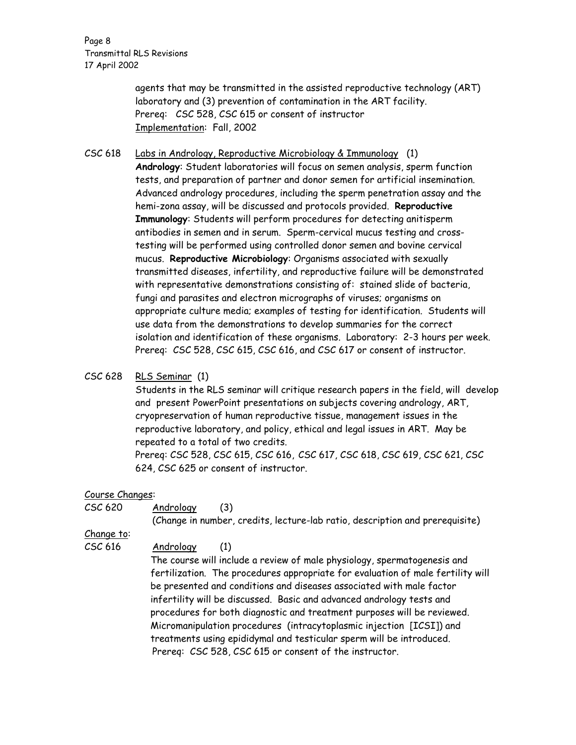agents that may be transmitted in the assisted reproductive technology (ART) laboratory and (3) prevention of contamination in the ART facility.
Prereq: CSC 528, CSC 615 or consent of instructor
Implementation: Fall, 2002

CSC 618 Labs in Andrology, Reproductive Microbiology & Immunology (1)
**Andrology**: Student laboratories will focus on semen analysis, sperm function tests, and preparation of partner and donor semen for artificial insemination. Advanced andrology procedures, including the sperm penetration assay and the hemi-zona assay, will be discussed and protocols provided. **Reproductive Immunology**: Students will perform procedures for detecting anitisperm antibodies in semen and in serum. Sperm-cervical mucus testing and cross-testing will be performed using controlled donor semen and bovine cervical mucus. **Reproductive Microbiology**: Organisms associated with sexually transmitted diseases, infertility, and reproductive failure will be demonstrated with representative demonstrations consisting of: stained slide of bacteria, fungi and parasites and electron micrographs of viruses; organisms on appropriate culture media; examples of testing for identification. Students will use data from the demonstrations to develop summaries for the correct isolation and identification of these organisms. Laboratory: 2-3 hours per week.
Prereq: CSC 528, CSC 615, CSC 616, and CSC 617 or consent of instructor.

CSC 628 RLS Seminar (1)
Students in the RLS seminar will critique research papers in the field, will develop and present PowerPoint presentations on subjects covering andrology, ART, cryopreservation of human reproductive tissue, management issues in the reproductive laboratory, and policy, ethical and legal issues in ART. May be repeated to a total of two credits.
Prereq: CSC 528, CSC 615, CSC 616, CSC 617, CSC 618, CSC 619, CSC 621, CSC 624, CSC 625 or consent of instructor.

Course Changes:

CSC 620 Andrology (3)
(Change in number, credits, lecture-lab ratio, description and prerequisite)

Change to:

CSC 616 Andrology (1)
The course will include a review of male physiology, spermatogenesis and fertilization. The procedures appropriate for evaluation of male fertility will be presented and conditions and diseases associated with male factor infertility will be discussed. Basic and advanced andrology tests and procedures for both diagnostic and treatment purposes will be reviewed. Micromanipulation procedures (intracytoplasmic injection [ICSI]) and treatments using epididymal and testicular sperm will be introduced.
Prereq: CSC 528, CSC 615 or consent of the instructor.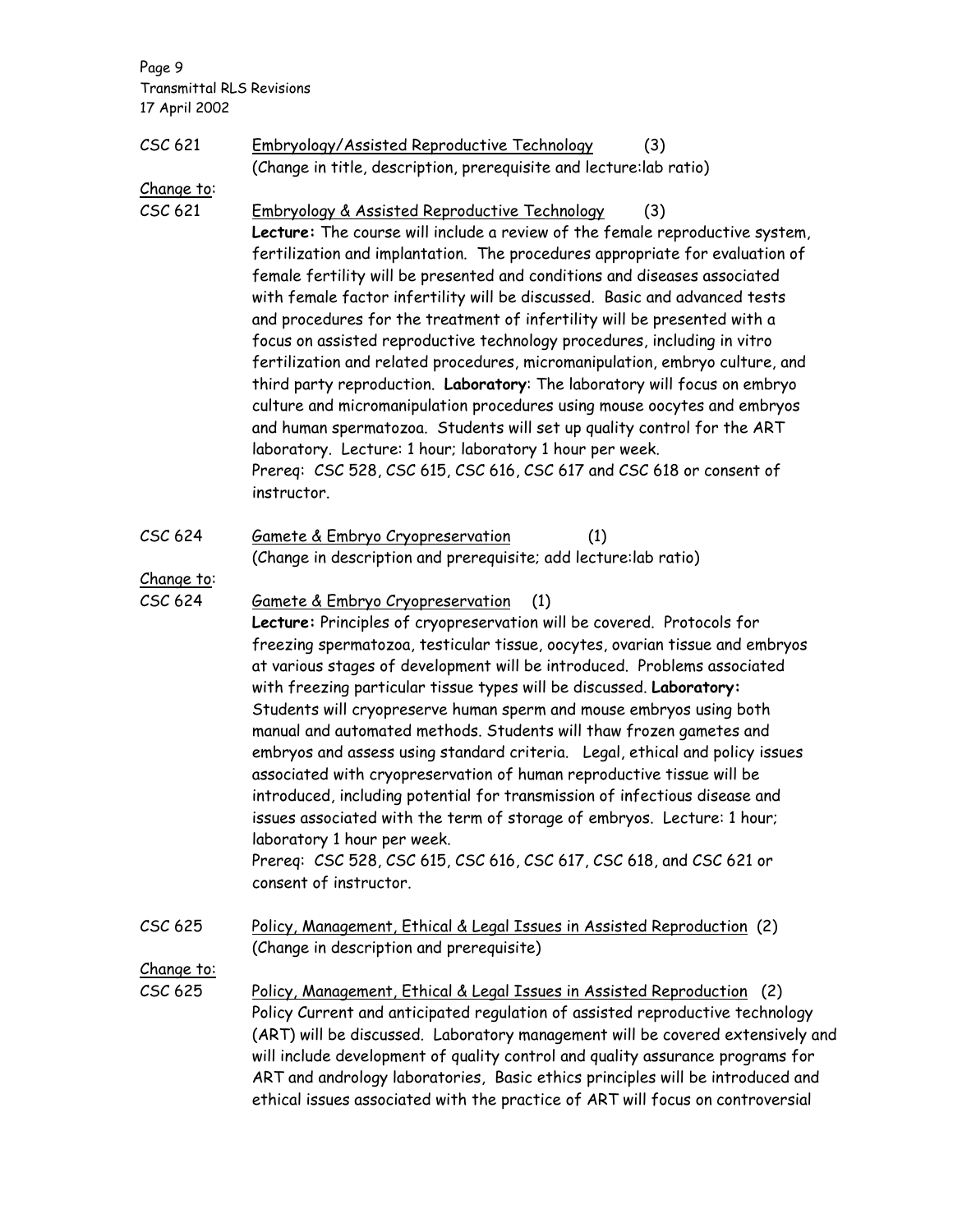CSC 621 Embryology/Assisted Reproductive Technology (3)
(Change in title, description, prerequisite and lecture:lab ratio)

Change to:

CSC 621 Embryology & Assisted Reproductive Technology (3)

**Lecture:** The course will include a review of the female reproductive system, fertilization and implantation. The procedures appropriate for evaluation of female fertility will be presented and conditions and diseases associated with female factor infertility will be discussed. Basic and advanced tests and procedures for the treatment of infertility will be presented with a focus on assisted reproductive technology procedures, including in vitro fertilization and related procedures, micromanipulation, embryo culture, and third party reproduction. **Laboratory**: The laboratory will focus on embryo culture and micromanipulation procedures using mouse oocytes and embryos and human spermatozoa. Students will set up quality control for the ART laboratory. Lecture: 1 hour; laboratory 1 hour per week.
Prereq: CSC 528, CSC 615, CSC 616, CSC 617 and CSC 618 or consent of instructor.

CSC 624 Gamete & Embryo Cryopreservation (1)
(Change in description and prerequisite; add lecture:lab ratio)

Change to:

CSC 624 Gamete & Embryo Cryopreservation (1)

**Lecture:** Principles of cryopreservation will be covered. Protocols for freezing spermatozoa, testicular tissue, oocytes, ovarian tissue and embryos at various stages of development will be introduced. Problems associated with freezing particular tissue types will be discussed. **Laboratory:** Students will cryopreserve human sperm and mouse embryos using both manual and automated methods. Students will thaw frozen gametes and embryos and assess using standard criteria. Legal, ethical and policy issues associated with cryopreservation of human reproductive tissue will be introduced, including potential for transmission of infectious disease and issues associated with the term of storage of embryos. Lecture: 1 hour; laboratory 1 hour per week.
Prereq: CSC 528, CSC 615, CSC 616, CSC 617, CSC 618, and CSC 621 or consent of instructor.

CSC 625 Policy, Management, Ethical & Legal Issues in Assisted Reproduction (2)
(Change in description and prerequisite)

Change to:

CSC 625 Policy, Management, Ethical & Legal Issues in Assisted Reproduction (2)

Policy Current and anticipated regulation of assisted reproductive technology (ART) will be discussed. Laboratory management will be covered extensively and will include development of quality control and quality assurance programs for ART and andrology laboratories, Basic ethics principles will be introduced and ethical issues associated with the practice of ART will focus on controversial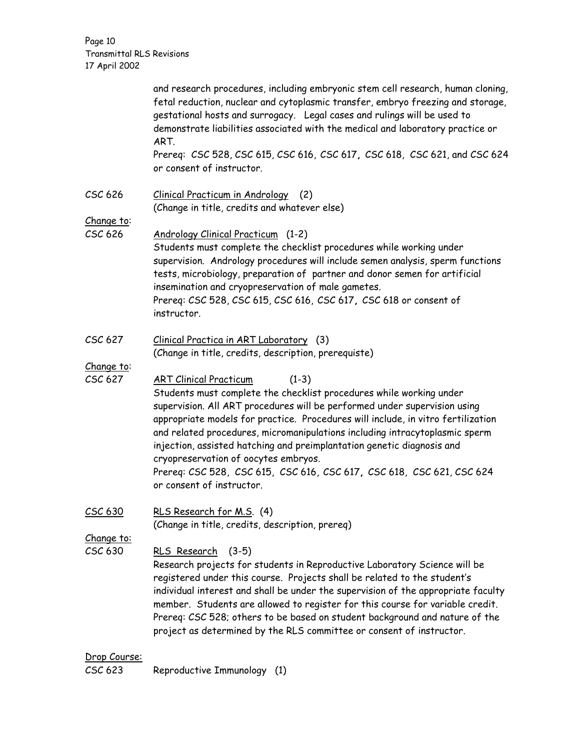and research procedures, including embryonic stem cell research, human cloning, fetal reduction, nuclear and cytoplasmic transfer, embryo freezing and storage, gestational hosts and surrogacy. Legal cases and rulings will be used to demonstrate liabilities associated with the medical and laboratory practice or ART.
Prereq: CSC 528, CSC 615, CSC 616, CSC 617, CSC 618, CSC 621, and CSC 624 or consent of instructor.

CSC 626 Clinical Practicum in Andrology (2)
(Change in title, credits and whatever else)

Change to:

CSC 626 Andrology Clinical Practicum (1-2)
Students must complete the checklist procedures while working under supervision. Andrology procedures will include semen analysis, sperm functions tests, microbiology, preparation of partner and donor semen for artificial insemination and cryopreservation of male gametes.
Prereq: CSC 528, CSC 615, CSC 616, CSC 617, CSC 618 or consent of instructor.

CSC 627 Clinical Practica in ART Laboratory (3)
(Change in title, credits, description, prerequiste)

Change to:

CSC 627 ART Clinical Practicum (1-3)
Students must complete the checklist procedures while working under supervision. All ART procedures will be performed under supervision using appropriate models for practice. Procedures will include, in vitro fertilization and related procedures, micromanipulations including intracytoplasmic sperm injection, assisted hatching and preimplantation genetic diagnosis and cryopreservation of oocytes embryos.
Prereq: CSC 528, CSC 615, CSC 616, CSC 617, CSC 618, CSC 621, CSC 624 or consent of instructor.

CSC 630 RLS Research for M.S. (4)
(Change in title, credits, description, prereq)

Change to:

CSC 630 RLS Research (3-5)
Research projects for students in Reproductive Laboratory Science will be registered under this course. Projects shall be related to the student's individual interest and shall be under the supervision of the appropriate faculty member. Students are allowed to register for this course for variable credit.
Prereq: CSC 528; others to be based on student background and nature of the project as determined by the RLS committee or consent of instructor.

Drop Course:

CSC 623 Reproductive Immunology (1)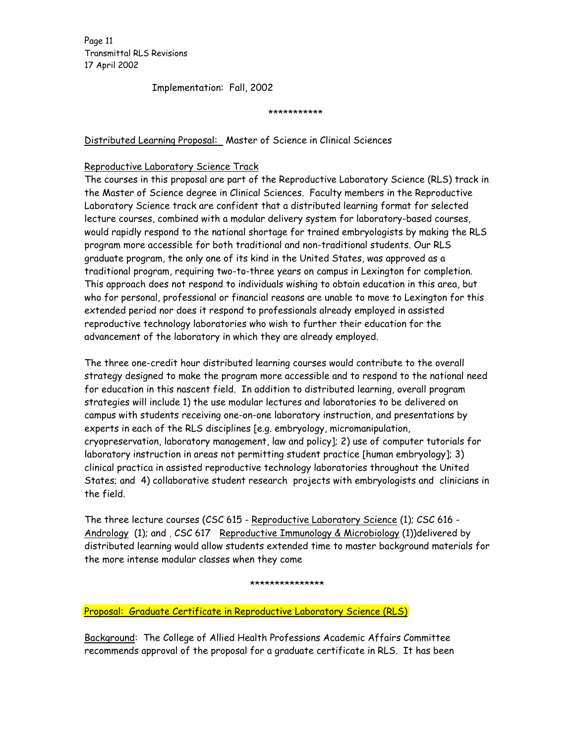Implementation: Fall, 2002

***********

Distributed Learning Proposal: Master of Science in Clinical Sciences

Reproductive Laboratory Science Track

The courses in this proposal are part of the Reproductive Laboratory Science (RLS) track in the Master of Science degree in Clinical Sciences. Faculty members in the Reproductive Laboratory Science track are confident that a distributed learning format for selected lecture courses, combined with a modular delivery system for laboratory-based courses, would rapidly respond to the national shortage for trained embryologists by making the RLS program more accessible for both traditional and non-traditional students. Our RLS graduate program, the only one of its kind in the United States, was approved as a traditional program, requiring two-to-three years on campus in Lexington for completion. This approach does not respond to individuals wishing to obtain education in this area, but who for personal, professional or financial reasons are unable to move to Lexington for this extended period nor does it respond to professionals already employed in assisted reproductive technology laboratories who wish to further their education for the advancement of the laboratory in which they are already employed.

The three one-credit hour distributed learning courses would contribute to the overall strategy designed to make the program more accessible and to respond to the national need for education in this nascent field. In addition to distributed learning, overall program strategies will include 1) the use modular lectures and laboratories to be delivered on campus with students receiving one-on-one laboratory instruction, and presentations by experts in each of the RLS disciplines [e.g. embryology, micromanipulation, cryopreservation, laboratory management, law and policy]; 2) use of computer tutorials for laboratory instruction in areas not permitting student practice [human embryology]; 3) clinical practica in assisted reproductive technology laboratories throughout the United States; and 4) collaborative student research projects with embryologists and clinicians in the field.

The three lecture courses (CSC 615 - Reproductive Laboratory Science (1); CSC 616 - Andrology (1); and , CSC 617 Reproductive Immunology & Microbiology (1))delivered by distributed learning would allow students extended time to master background materials for the more intense modular classes when they come

***************

Proposal: Graduate Certificate in Reproductive Laboratory Science (RLS)

Background: The College of Allied Health Professions Academic Affairs Committee recommends approval of the proposal for a graduate certificate in RLS. It has been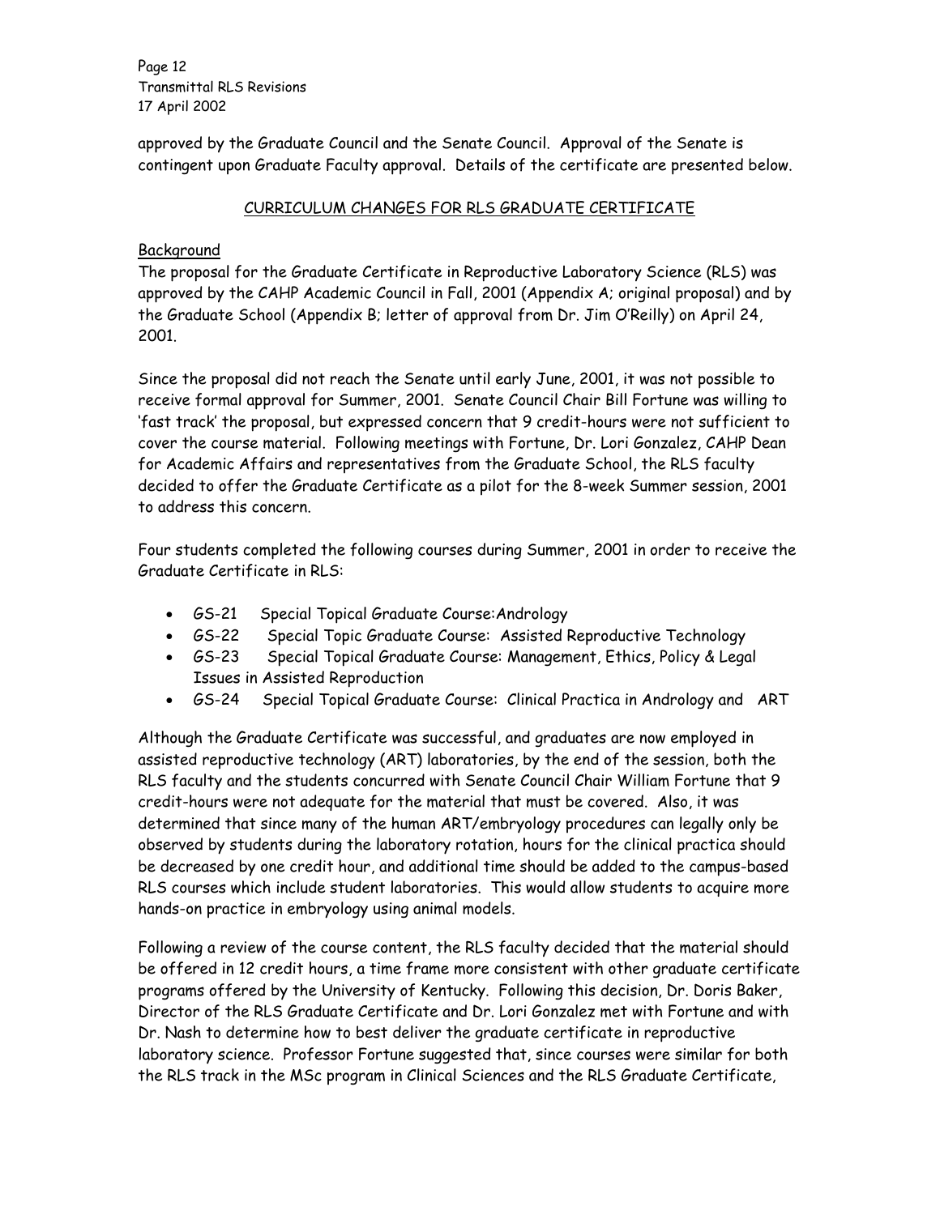approved by the Graduate Council and the Senate Council. Approval of the Senate is contingent upon Graduate Faculty approval. Details of the certificate are presented below.

## CURRICULUM CHANGES FOR RLS GRADUATE CERTIFICATE

### Background

The proposal for the Graduate Certificate in Reproductive Laboratory Science (RLS) was approved by the CAHP Academic Council in Fall, 2001 (Appendix A; original proposal) and by the Graduate School (Appendix B; letter of approval from Dr. Jim O'Reilly) on April 24, 2001.

Since the proposal did not reach the Senate until early June, 2001, it was not possible to receive formal approval for Summer, 2001. Senate Council Chair Bill Fortune was willing to 'fast track' the proposal, but expressed concern that 9 credit-hours were not sufficient to cover the course material. Following meetings with Fortune, Dr. Lori Gonzalez, CAHP Dean for Academic Affairs and representatives from the Graduate School, the RLS faculty decided to offer the Graduate Certificate as a pilot for the 8-week Summer session, 2001 to address this concern.

Four students completed the following courses during Summer, 2001 in order to receive the Graduate Certificate in RLS:

- GS-21 Special Topical Graduate Course:Andrology
- GS-22 Special Topic Graduate Course: Assisted Reproductive Technology
- GS-23 Special Topical Graduate Course: Management, Ethics, Policy & Legal Issues in Assisted Reproduction
- GS-24 Special Topical Graduate Course: Clinical Practica in Andrology and ART

Although the Graduate Certificate was successful, and graduates are now employed in assisted reproductive technology (ART) laboratories, by the end of the session, both the RLS faculty and the students concurred with Senate Council Chair William Fortune that 9 credit-hours were not adequate for the material that must be covered. Also, it was determined that since many of the human ART/embryology procedures can legally only be observed by students during the laboratory rotation, hours for the clinical practica should be decreased by one credit hour, and additional time should be added to the campus-based RLS courses which include student laboratories. This would allow students to acquire more hands-on practice in embryology using animal models.

Following a review of the course content, the RLS faculty decided that the material should be offered in 12 credit hours, a time frame more consistent with other graduate certificate programs offered by the University of Kentucky. Following this decision, Dr. Doris Baker, Director of the RLS Graduate Certificate and Dr. Lori Gonzalez met with Fortune and with Dr. Nash to determine how to best deliver the graduate certificate in reproductive laboratory science. Professor Fortune suggested that, since courses were similar for both the RLS track in the MSc program in Clinical Sciences and the RLS Graduate Certificate,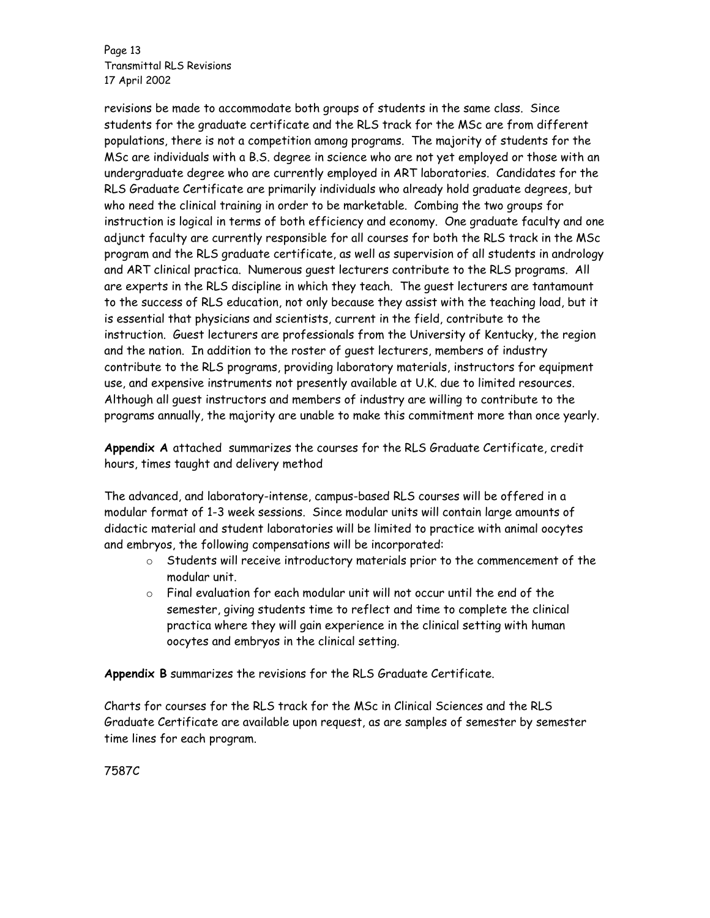revisions be made to accommodate both groups of students in the same class. Since students for the graduate certificate and the RLS track for the MSc are from different populations, there is not a competition among programs. The majority of students for the MSc are individuals with a B.S. degree in science who are not yet employed or those with an undergraduate degree who are currently employed in ART laboratories. Candidates for the RLS Graduate Certificate are primarily individuals who already hold graduate degrees, but who need the clinical training in order to be marketable. Combing the two groups for instruction is logical in terms of both efficiency and economy. One graduate faculty and one adjunct faculty are currently responsible for all courses for both the RLS track in the MSc program and the RLS graduate certificate, as well as supervision of all students in andrology and ART clinical practica. Numerous guest lecturers contribute to the RLS programs. All are experts in the RLS discipline in which they teach. The guest lecturers are tantamount to the success of RLS education, not only because they assist with the teaching load, but it is essential that physicians and scientists, current in the field, contribute to the instruction. Guest lecturers are professionals from the University of Kentucky, the region and the nation. In addition to the roster of guest lecturers, members of industry contribute to the RLS programs, providing laboratory materials, instructors for equipment use, and expensive instruments not presently available at U.K. due to limited resources. Although all guest instructors and members of industry are willing to contribute to the programs annually, the majority are unable to make this commitment more than once yearly.

**Appendix A** attached summarizes the courses for the RLS Graduate Certificate, credit hours, times taught and delivery method

The advanced, and laboratory-intense, campus-based RLS courses will be offered in a modular format of 1-3 week sessions. Since modular units will contain large amounts of didactic material and student laboratories will be limited to practice with animal oocytes and embryos, the following compensations will be incorporated:

- Students will receive introductory materials prior to the commencement of the modular unit.
- Final evaluation for each modular unit will not occur until the end of the semester, giving students time to reflect and time to complete the clinical practica where they will gain experience in the clinical setting with human oocytes and embryos in the clinical setting.

**Appendix B** summarizes the revisions for the RLS Graduate Certificate.

Charts for courses for the RLS track for the MSc in Clinical Sciences and the RLS Graduate Certificate are available upon request, as are samples of semester by semester time lines for each program.

7587C